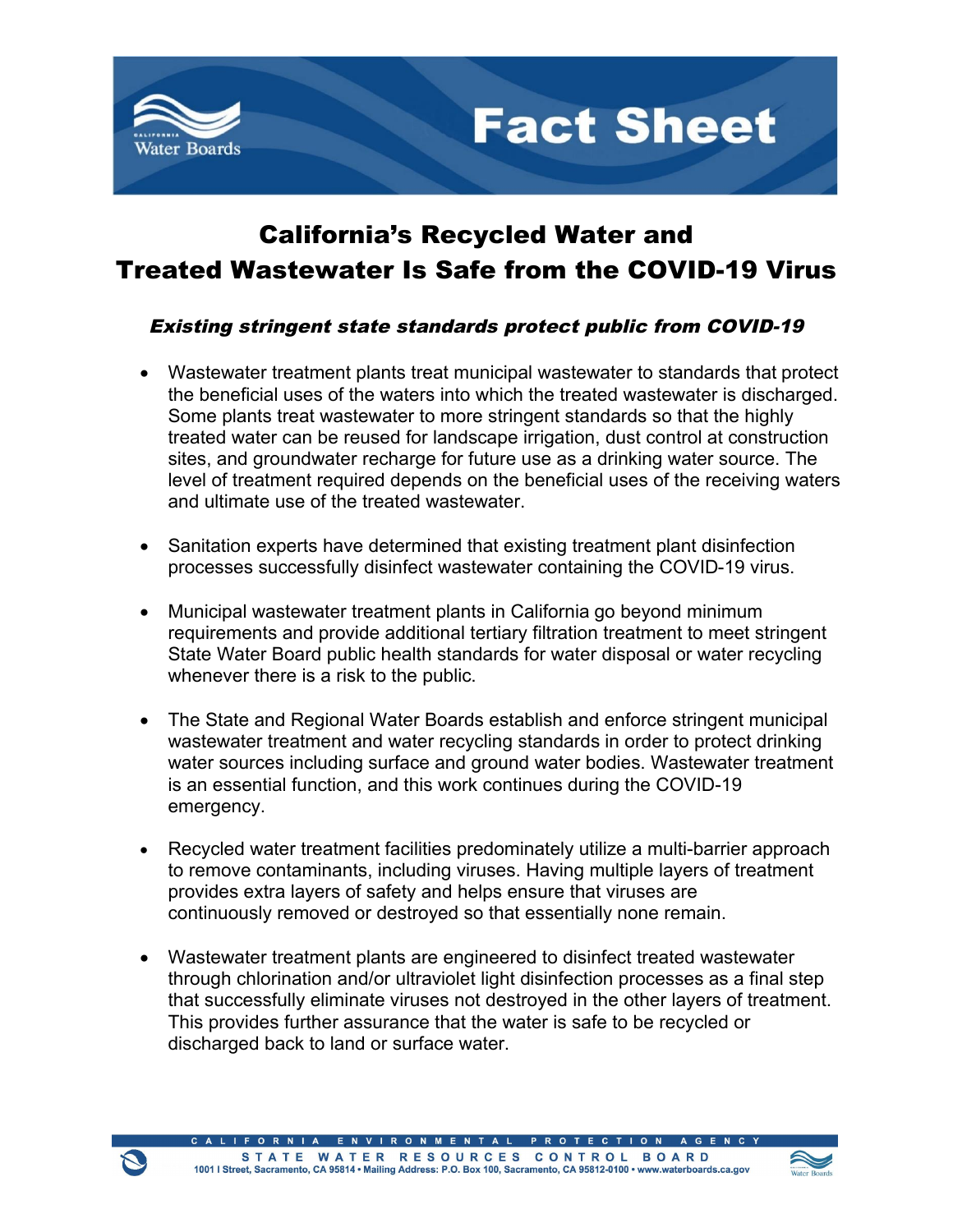# Fact Sheet

## California's Recycled Water and Treated Wastewater Is Safe from the COVID-19 Virus

### *Existing stringent state standards protect public from COVID-19*

- Wastewater treatment plants treat municipal wastewater to standards that protect the beneficial uses of the waters into which the treated wastewater is discharged. Some plants treat wastewater to more stringent standards so that the highly treated water can be reused for landscape irrigation, dust control at construction sites, and groundwater recharge for future use as a drinking water source. The level of treatment required depends on the beneficial uses of the receiving waters and ultimate use of the treated wastewater.

- Sanitation experts have determined that existing treatment plant disinfection processes successfully disinfect wastewater containing the COVID-19 virus.

- Municipal wastewater treatment plants in California go beyond minimum requirements and provide additional tertiary filtration treatment to meet stringent State Water Board public health standards for water disposal or water recycling whenever there is a risk to the public.

- The State and Regional Water Boards establish and enforce stringent municipal wastewater treatment and water recycling standards in order to protect drinking water sources including surface and ground water bodies. Wastewater treatment is an essential function, and this work continues during the COVID-19 emergency.

- Recycled water treatment facilities predominately utilize a multi-barrier approach to remove contaminants, including viruses. Having multiple layers of treatment provides extra layers of safety and helps ensure that viruses are continuously removed or destroyed so that essentially none remain.

- Wastewater treatment plants are engineered to disinfect treated wastewater through chlorination and/or ultraviolet light disinfection processes as a final step that successfully eliminate viruses not destroyed in the other layers of treatment. This provides further assurance that the water is safe to be recycled or discharged back to land or surface water.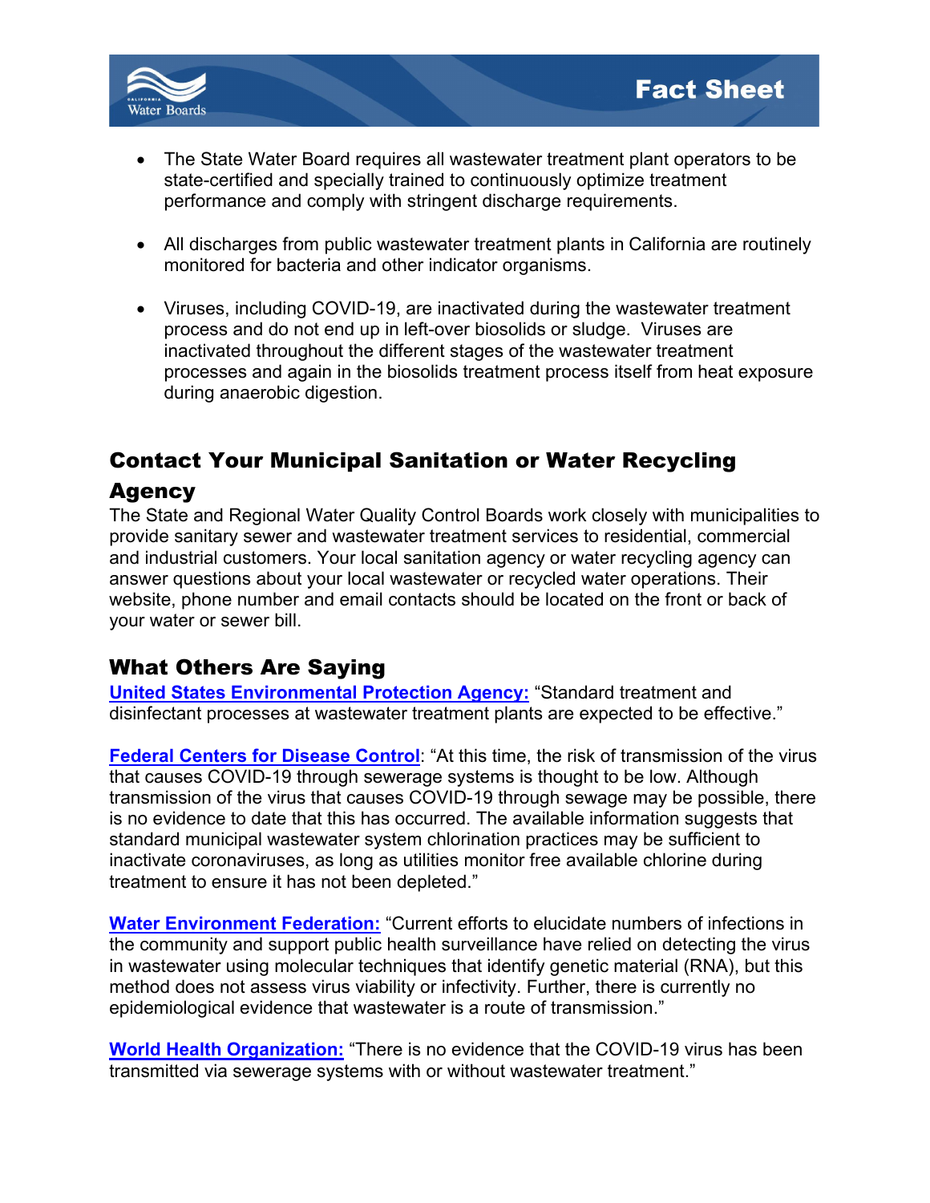- The State Water Board requires all wastewater treatment plant operators to be state-certified and specially trained to continuously optimize treatment performance and comply with stringent discharge requirements.

- All discharges from public wastewater treatment plants in California are routinely monitored for bacteria and other indicator organisms.

- Viruses, including COVID-19, are inactivated during the wastewater treatment process and do not end up in left-over biosolids or sludge. Viruses are inactivated throughout the different stages of the wastewater treatment processes and again in the biosolids treatment process itself from heat exposure during anaerobic digestion.

## Contact Your Municipal Sanitation or Water Recycling Agency

The State and Regional Water Quality Control Boards work closely with municipalities to provide sanitary sewer and wastewater treatment services to residential, commercial and industrial customers. Your local sanitation agency or water recycling agency can answer questions about your local wastewater or recycled water operations. Their website, phone number and email contacts should be located on the front or back of your water or sewer bill.

## What Others Are Saying

**United States Environmental Protection Agency:** "Standard treatment and disinfectant processes at wastewater treatment plants are expected to be effective."

**Federal Centers for Disease Control**: "At this time, the risk of transmission of the virus that causes COVID-19 through sewerage systems is thought to be low. Although transmission of the virus that causes COVID-19 through sewage may be possible, there is no evidence to date that this has occurred. The available information suggests that standard municipal wastewater system chlorination practices may be sufficient to inactivate coronaviruses, as long as utilities monitor free available chlorine during treatment to ensure it has not been depleted."

**Water Environment Federation:** "Current efforts to elucidate numbers of infections in the community and support public health surveillance have relied on detecting the virus in wastewater using molecular techniques that identify genetic material (RNA), but this method does not assess virus viability or infectivity. Further, there is currently no epidemiological evidence that wastewater is a route of transmission."

**World Health Organization:** "There is no evidence that the COVID-19 virus has been transmitted via sewerage systems with or without wastewater treatment."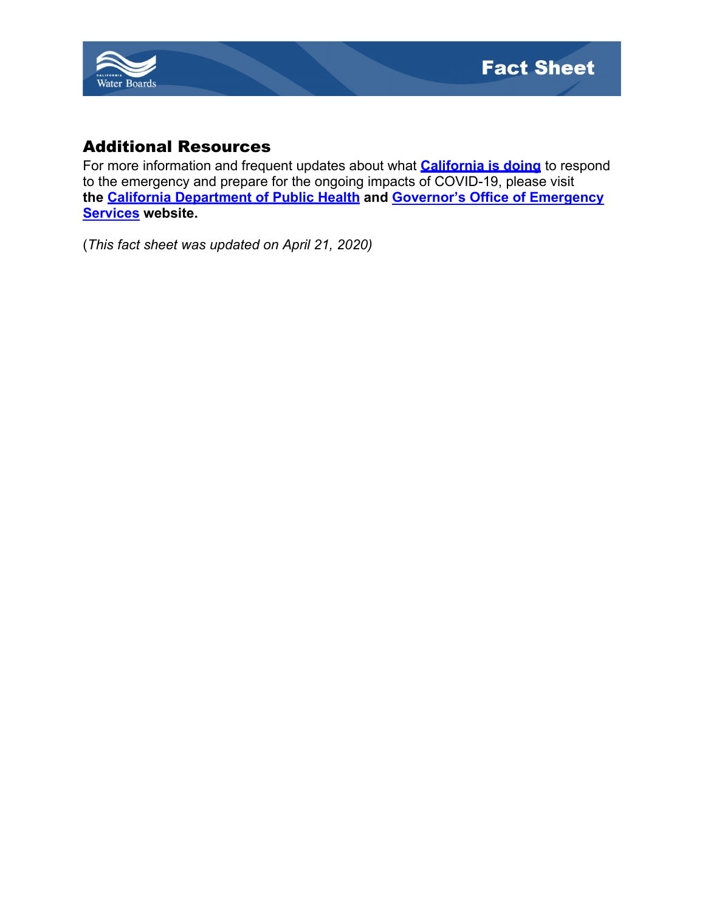## Additional Resources

For more information and frequent updates about what **California is doing** to respond to the emergency and prepare for the ongoing impacts of COVID-19, please visit **the California Department of Public Health and Governor's Office of Emergency Services website.**

(*This fact sheet was updated on April 21, 2020)*